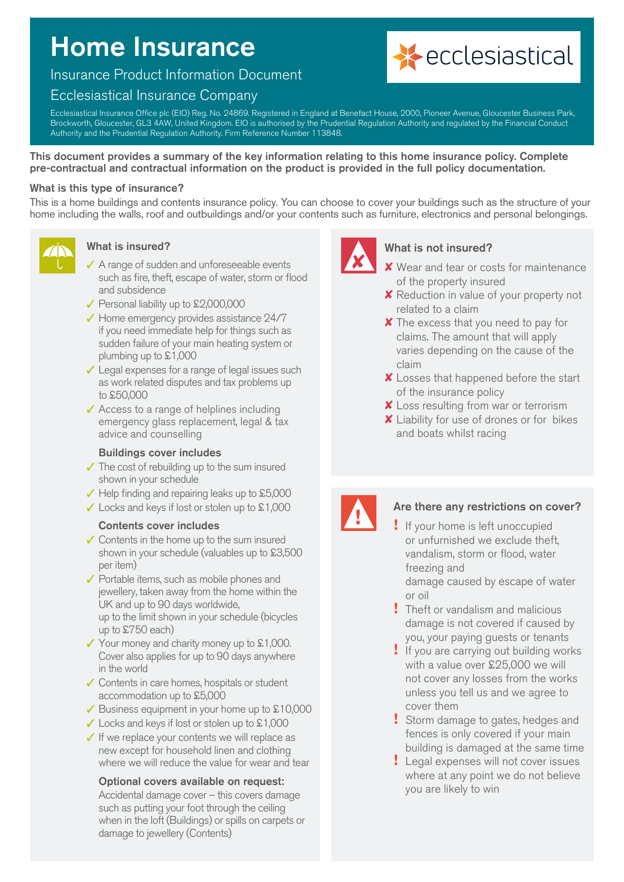# Home Insurance

Insurance Product Information Document

Ecclesiastical Insurance Company

ecclesiastical

Ecclesiastical Insurance Office plc (EIO) Reg. No. 24869. Registered in England at Benefact House, 2000, Pioneer Avenue, Gloucester Business Park, Brockworth, Gloucester, GL3 4AW, United Kingdom. EIO is authorised by the Prudential Regulation Authority and regulated by the Financial Conduct Authority and the Prudential Regulation Authority. Firm Reference Number 113848.

**This document provides a summary of the key information relating to this home insurance policy. Complete pre-contractual and contractual information on the product is provided in the full policy documentation.**

### What is this type of insurance?

This is a home buildings and contents insurance policy. You can choose to cover your buildings such as the structure of your home including the walls, roof and outbuildings and/or your contents such as furniture, electronics and personal belongings.

### What is insured?

- ✓ A range of sudden and unforeseeable events such as fire, theft, escape of water, storm or flood and subsidence
- ✓ Personal liability up to £2,000,000
- ✓ Home emergency provides assistance 24/7 if you need immediate help for things such as sudden failure of your main heating system or plumbing up to £1,000
- ✓ Legal expenses for a range of legal issues such as work related disputes and tax problems up to £50,000
- ✓ Access to a range of helplines including emergency glass replacement, legal & tax advice and counselling

**Buildings cover includes**

- ✓ The cost of rebuilding up to the sum insured shown in your schedule
- ✓ Help finding and repairing leaks up to £5,000
- ✓ Locks and keys if lost or stolen up to £1,000

**Contents cover includes**

- ✓ Contents in the home up to the sum insured shown in your schedule (valuables up to £3,500 per item)
- ✓ Portable items, such as mobile phones and jewellery, taken away from the home within the UK and up to 90 days worldwide, up to the limit shown in your schedule (bicycles up to £750 each)
- ✓ Your money and charity money up to £1,000. Cover also applies for up to 90 days anywhere in the world
- ✓ Contents in care homes, hospitals or student accommodation up to £5,000
- ✓ Business equipment in your home up to £10,000
- ✓ Locks and keys if lost or stolen up to £1,000
- ✓ If we replace your contents we will replace as new except for household linen and clothing where we will reduce the value for wear and tear

**Optional covers available on request:**

Accidental damage cover – this covers damage such as putting your foot through the ceiling when in the loft (Buildings) or spills on carpets or damage to jewellery (Contents)

### What is not insured?

- ✘ Wear and tear or costs for maintenance of the property insured
- ✘ Reduction in value of your property not related to a claim
- ✘ The excess that you need to pay for claims. The amount that will apply varies depending on the cause of the claim
- ✘ Losses that happened before the start of the insurance policy
- ✘ Loss resulting from war or terrorism
- ✘ Liability for use of drones or for bikes and boats whilst racing

### Are there any restrictions on cover?

- ! If your home is left unoccupied or unfurnished we exclude theft, vandalism, storm or flood, water freezing and damage caused by escape of water or oil
- ! Theft or vandalism and malicious damage is not covered if caused by you, your paying guests or tenants
- ! If you are carrying out building works with a value over £25,000 we will not cover any losses from the works unless you tell us and we agree to cover them
- ! Storm damage to gates, hedges and fences is only covered if your main building is damaged at the same time
- ! Legal expenses will not cover issues where at any point we do not believe you are likely to win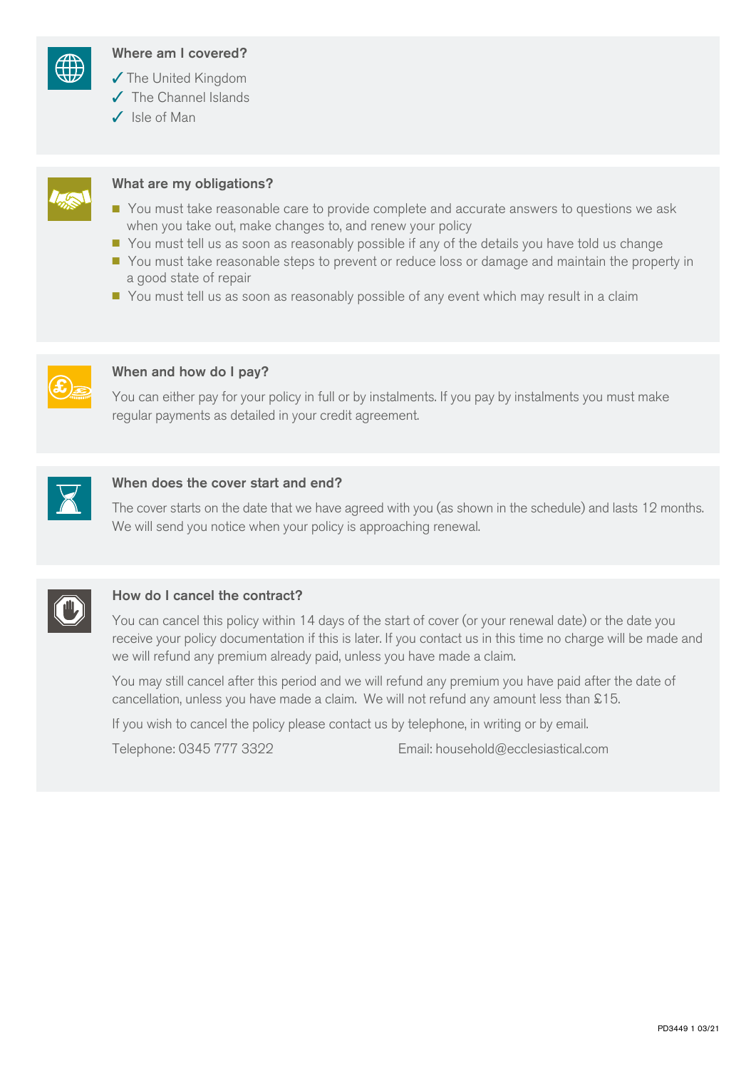### Where am I covered?

✓ The United Kingdom
✓ The Channel Islands
✓ Isle of Man

### What are my obligations?

- You must take reasonable care to provide complete and accurate answers to questions we ask when you take out, make changes to, and renew your policy
- You must tell us as soon as reasonably possible if any of the details you have told us change
- You must take reasonable steps to prevent or reduce loss or damage and maintain the property in a good state of repair
- You must tell us as soon as reasonably possible of any event which may result in a claim

### When and how do I pay?

You can either pay for your policy in full or by instalments. If you pay by instalments you must make regular payments as detailed in your credit agreement.

### When does the cover start and end?

The cover starts on the date that we have agreed with you (as shown in the schedule) and lasts 12 months. We will send you notice when your policy is approaching renewal.

### How do I cancel the contract?

You can cancel this policy within 14 days of the start of cover (or your renewal date) or the date you receive your policy documentation if this is later. If you contact us in this time no charge will be made and we will refund any premium already paid, unless you have made a claim.

You may still cancel after this period and we will refund any premium you have paid after the date of cancellation, unless you have made a claim. We will not refund any amount less than £15.

If you wish to cancel the policy please contact us by telephone, in writing or by email.

Telephone: 0345 777 3322

Email: household@ecclesiastical.com

PD3449 1 03/21